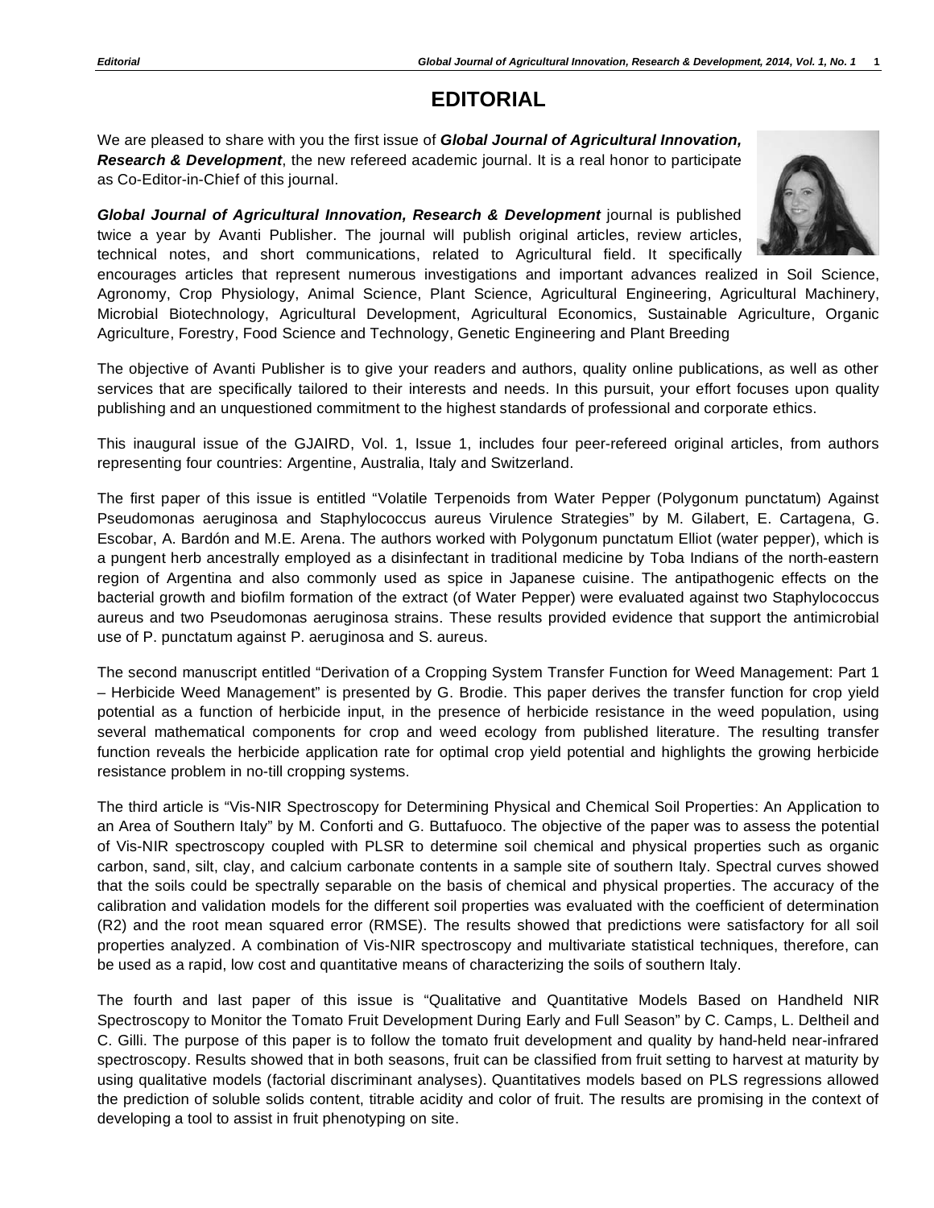# EDITORIAL

We are pleased to share with you the first issue of ***Global Journal of Agricultural Innovation, Research & Development***, the new refereed academic journal. It is a real honor to participate as Co-Editor-in-Chief of this journal.

***Global Journal of Agricultural Innovation, Research & Development*** journal is published twice a year by Avanti Publisher. The journal will publish original articles, review articles, technical notes, and short communications, related to Agricultural field. It specifically encourages articles that represent numerous investigations and important advances realized in Soil Science, Agronomy, Crop Physiology, Animal Science, Plant Science, Agricultural Engineering, Agricultural Machinery, Microbial Biotechnology, Agricultural Development, Agricultural Economics, Sustainable Agriculture, Organic Agriculture, Forestry, Food Science and Technology, Genetic Engineering and Plant Breeding

The objective of Avanti Publisher is to give your readers and authors, quality online publications, as well as other services that are specifically tailored to their interests and needs. In this pursuit, your effort focuses upon quality publishing and an unquestioned commitment to the highest standards of professional and corporate ethics.

This inaugural issue of the GJAIRD, Vol. 1, Issue 1, includes four peer-refereed original articles, from authors representing four countries: Argentine, Australia, Italy and Switzerland.

The first paper of this issue is entitled "Volatile Terpenoids from Water Pepper (Polygonum punctatum) Against Pseudomonas aeruginosa and Staphylococcus aureus Virulence Strategies" by M. Gilabert, E. Cartagena, G. Escobar, A. Bardón and M.E. Arena. The authors worked with Polygonum punctatum Elliot (water pepper), which is a pungent herb ancestrally employed as a disinfectant in traditional medicine by Toba Indians of the north-eastern region of Argentina and also commonly used as spice in Japanese cuisine. The antipathogenic effects on the bacterial growth and biofilm formation of the extract (of Water Pepper) were evaluated against two Staphylococcus aureus and two Pseudomonas aeruginosa strains. These results provided evidence that support the antimicrobial use of P. punctatum against P. aeruginosa and S. aureus.

The second manuscript entitled "Derivation of a Cropping System Transfer Function for Weed Management: Part 1 – Herbicide Weed Management" is presented by G. Brodie. This paper derives the transfer function for crop yield potential as a function of herbicide input, in the presence of herbicide resistance in the weed population, using several mathematical components for crop and weed ecology from published literature. The resulting transfer function reveals the herbicide application rate for optimal crop yield potential and highlights the growing herbicide resistance problem in no-till cropping systems.

The third article is "Vis-NIR Spectroscopy for Determining Physical and Chemical Soil Properties: An Application to an Area of Southern Italy" by M. Conforti and G. Buttafuoco. The objective of the paper was to assess the potential of Vis-NIR spectroscopy coupled with PLSR to determine soil chemical and physical properties such as organic carbon, sand, silt, clay, and calcium carbonate contents in a sample site of southern Italy. Spectral curves showed that the soils could be spectrally separable on the basis of chemical and physical properties. The accuracy of the calibration and validation models for the different soil properties was evaluated with the coefficient of determination ($R^2$) and the root mean squared error (RMSE). The results showed that predictions were satisfactory for all soil properties analyzed. A combination of Vis-NIR spectroscopy and multivariate statistical techniques, therefore, can be used as a rapid, low cost and quantitative means of characterizing the soils of southern Italy.

The fourth and last paper of this issue is "Qualitative and Quantitative Models Based on Handheld NIR Spectroscopy to Monitor the Tomato Fruit Development During Early and Full Season" by C. Camps, L. Deltheil and C. Gilli. The purpose of this paper is to follow the tomato fruit development and quality by hand-held near-infrared spectroscopy. Results showed that in both seasons, fruit can be classified from fruit setting to harvest at maturity by using qualitative models (factorial discriminant analyses). Quantitatives models based on PLS regressions allowed the prediction of soluble solids content, titrable acidity and color of fruit. The results are promising in the context of developing a tool to assist in fruit phenotyping on site.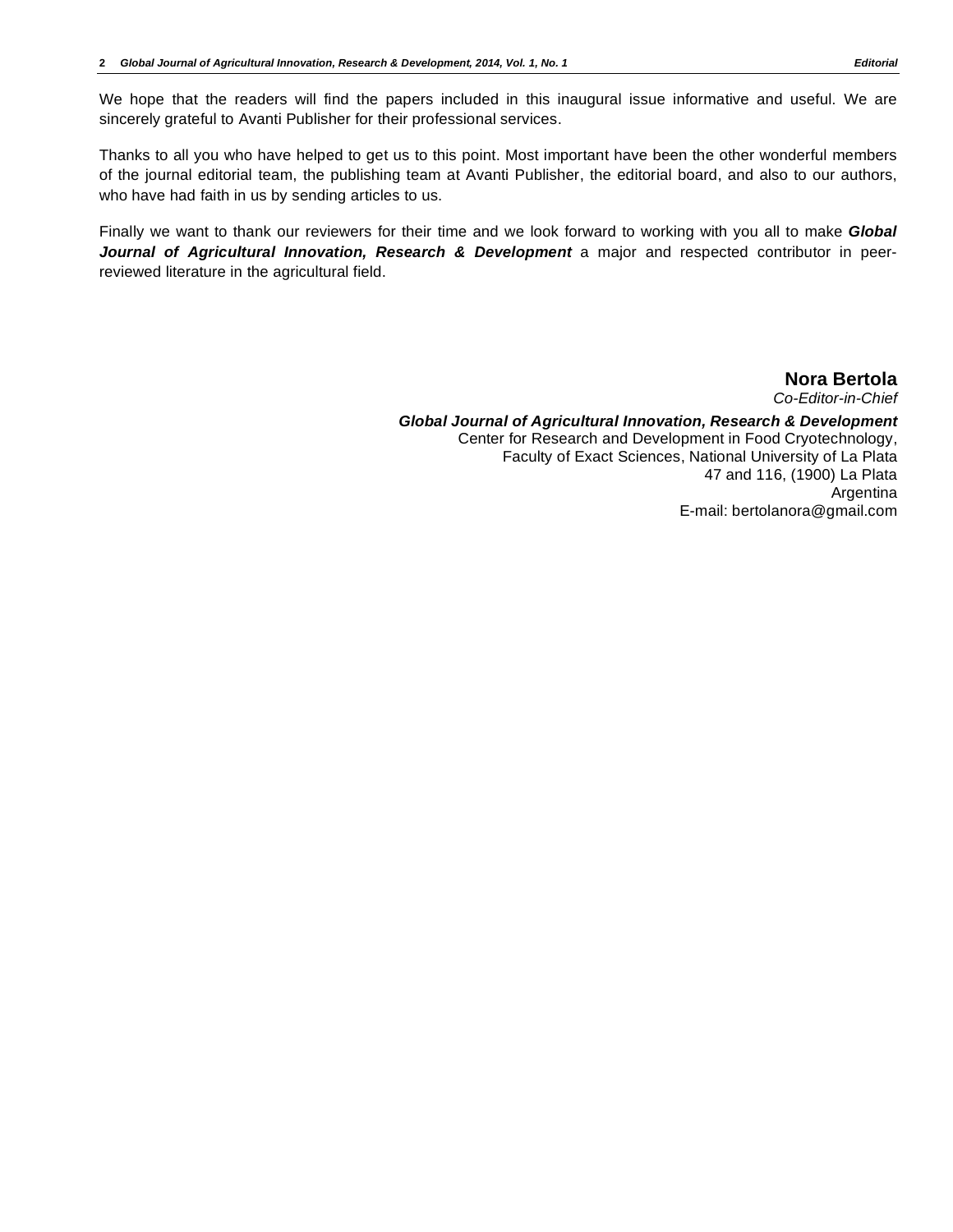We hope that the readers will find the papers included in this inaugural issue informative and useful. We are sincerely grateful to Avanti Publisher for their professional services.

Thanks to all you who have helped to get us to this point. Most important have been the other wonderful members of the journal editorial team, the publishing team at Avanti Publisher, the editorial board, and also to our authors, who have had faith in us by sending articles to us.

Finally we want to thank our reviewers for their time and we look forward to working with you all to make ***Global Journal of Agricultural Innovation, Research & Development*** a major and respected contributor in peer-reviewed literature in the agricultural field.

**Nora Bertola**
*Co-Editor-in-Chief*
***Global Journal of Agricultural Innovation, Research & Development***
Center for Research and Development in Food Cryotechnology,
Faculty of Exact Sciences, National University of La Plata
47 and 116, (1900) La Plata
Argentina
E-mail: bertolanora@gmail.com